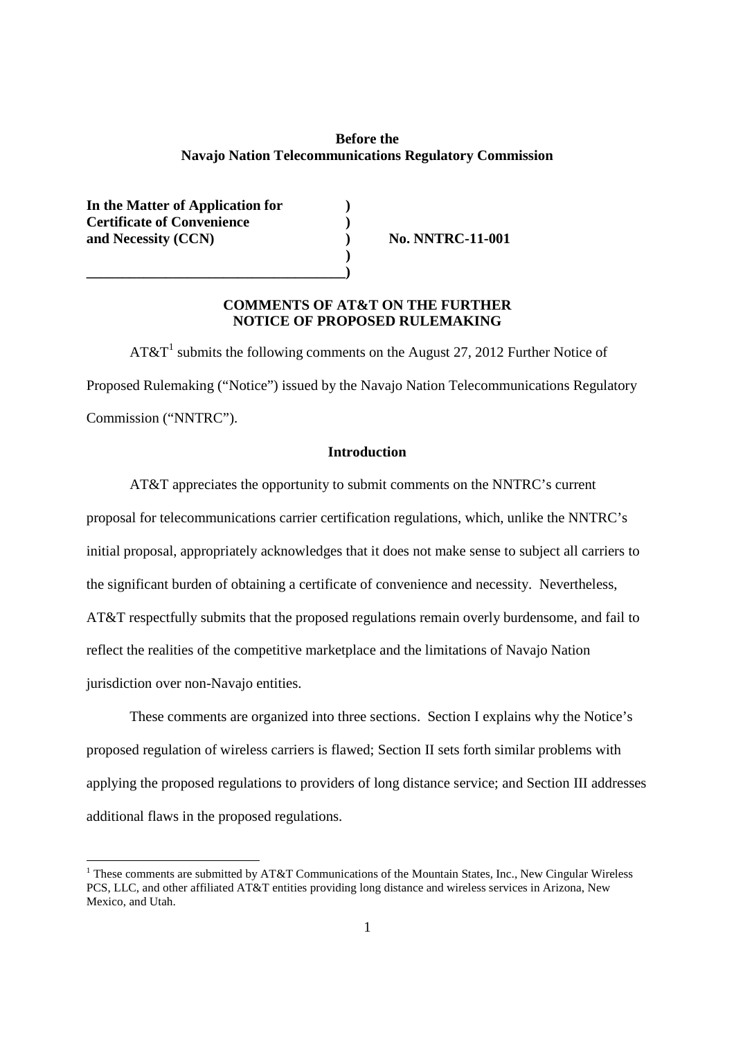**Before the**
**Navajo Nation Telecommunications Regulatory Commission**

| | | |
|---|---|---|
| **In the Matter of Application for** | **)** | |
| **Certificate of Convenience** | **)** | |
| **and Necessity (CCN)** | **)** | **No. NNTRC-11-001** |
| | **)** | |
| **___________________________________** | **)** | |

**COMMENTS OF AT&T ON THE FURTHER NOTICE OF PROPOSED RULEMAKING**

AT&T[1] submits the following comments on the August 27, 2012 Further Notice of Proposed Rulemaking ("Notice") issued by the Navajo Nation Telecommunications Regulatory Commission ("NNTRC").

**Introduction**

AT&T appreciates the opportunity to submit comments on the NNTRC's current proposal for telecommunications carrier certification regulations, which, unlike the NNTRC's initial proposal, appropriately acknowledges that it does not make sense to subject all carriers to the significant burden of obtaining a certificate of convenience and necessity. Nevertheless, AT&T respectfully submits that the proposed regulations remain overly burdensome, and fail to reflect the realities of the competitive marketplace and the limitations of Navajo Nation jurisdiction over non-Navajo entities.

These comments are organized into three sections. Section I explains why the Notice's proposed regulation of wireless carriers is flawed; Section II sets forth similar problems with applying the proposed regulations to providers of long distance service; and Section III addresses additional flaws in the proposed regulations.

[1] These comments are submitted by AT&T Communications of the Mountain States, Inc., New Cingular Wireless PCS, LLC, and other affiliated AT&T entities providing long distance and wireless services in Arizona, New Mexico, and Utah.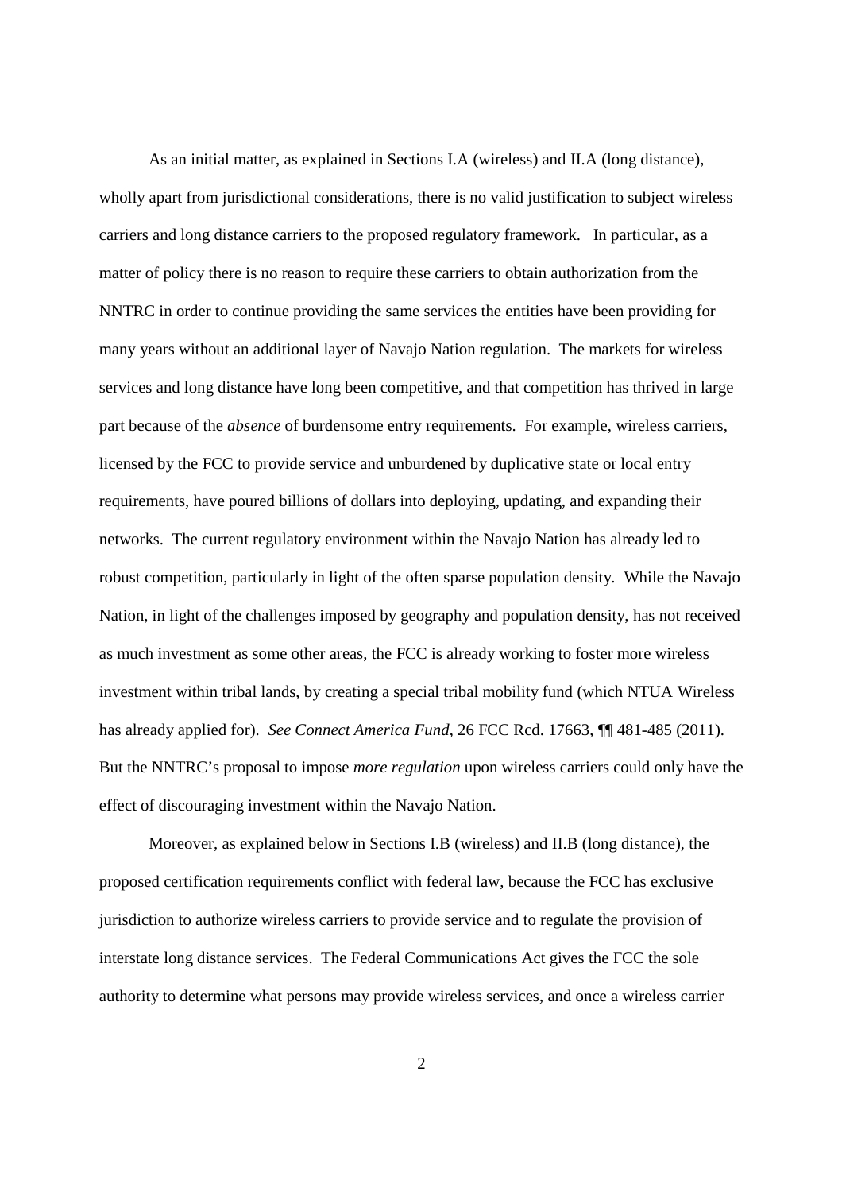As an initial matter, as explained in Sections I.A (wireless) and II.A (long distance), wholly apart from jurisdictional considerations, there is no valid justification to subject wireless carriers and long distance carriers to the proposed regulatory framework. In particular, as a matter of policy there is no reason to require these carriers to obtain authorization from the NNTRC in order to continue providing the same services the entities have been providing for many years without an additional layer of Navajo Nation regulation. The markets for wireless services and long distance have long been competitive, and that competition has thrived in large part because of the *absence* of burdensome entry requirements. For example, wireless carriers, licensed by the FCC to provide service and unburdened by duplicative state or local entry requirements, have poured billions of dollars into deploying, updating, and expanding their networks. The current regulatory environment within the Navajo Nation has already led to robust competition, particularly in light of the often sparse population density. While the Navajo Nation, in light of the challenges imposed by geography and population density, has not received as much investment as some other areas, the FCC is already working to foster more wireless investment within tribal lands, by creating a special tribal mobility fund (which NTUA Wireless has already applied for). *See Connect America Fund*, 26 FCC Rcd. 17663, ¶¶ 481-485 (2011). But the NNTRC's proposal to impose *more regulation* upon wireless carriers could only have the effect of discouraging investment within the Navajo Nation.

Moreover, as explained below in Sections I.B (wireless) and II.B (long distance), the proposed certification requirements conflict with federal law, because the FCC has exclusive jurisdiction to authorize wireless carriers to provide service and to regulate the provision of interstate long distance services. The Federal Communications Act gives the FCC the sole authority to determine what persons may provide wireless services, and once a wireless carrier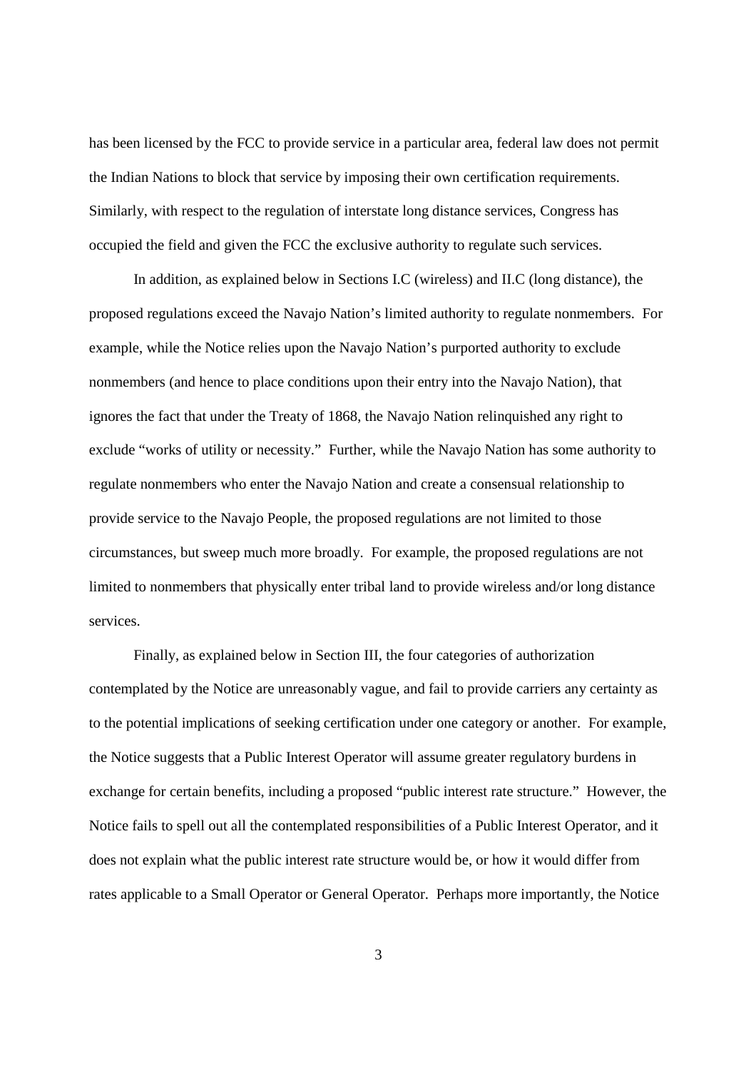has been licensed by the FCC to provide service in a particular area, federal law does not permit the Indian Nations to block that service by imposing their own certification requirements. Similarly, with respect to the regulation of interstate long distance services, Congress has occupied the field and given the FCC the exclusive authority to regulate such services.

In addition, as explained below in Sections I.C (wireless) and II.C (long distance), the proposed regulations exceed the Navajo Nation's limited authority to regulate nonmembers. For example, while the Notice relies upon the Navajo Nation's purported authority to exclude nonmembers (and hence to place conditions upon their entry into the Navajo Nation), that ignores the fact that under the Treaty of 1868, the Navajo Nation relinquished any right to exclude "works of utility or necessity." Further, while the Navajo Nation has some authority to regulate nonmembers who enter the Navajo Nation and create a consensual relationship to provide service to the Navajo People, the proposed regulations are not limited to those circumstances, but sweep much more broadly. For example, the proposed regulations are not limited to nonmembers that physically enter tribal land to provide wireless and/or long distance services.

Finally, as explained below in Section III, the four categories of authorization contemplated by the Notice are unreasonably vague, and fail to provide carriers any certainty as to the potential implications of seeking certification under one category or another. For example, the Notice suggests that a Public Interest Operator will assume greater regulatory burdens in exchange for certain benefits, including a proposed "public interest rate structure." However, the Notice fails to spell out all the contemplated responsibilities of a Public Interest Operator, and it does not explain what the public interest rate structure would be, or how it would differ from rates applicable to a Small Operator or General Operator. Perhaps more importantly, the Notice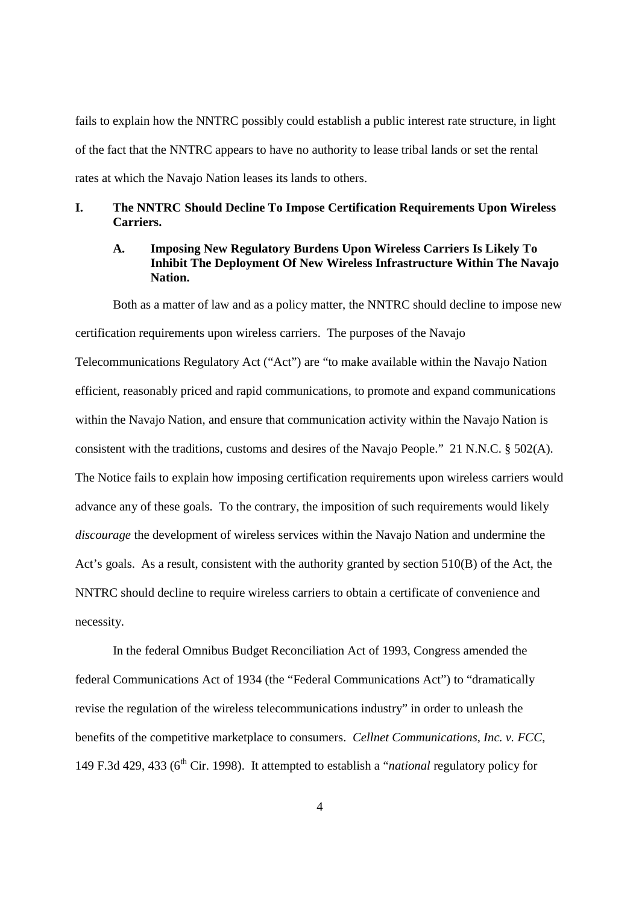fails to explain how the NNTRC possibly could establish a public interest rate structure, in light of the fact that the NNTRC appears to have no authority to lease tribal lands or set the rental rates at which the Navajo Nation leases its lands to others.

## I. The NNTRC Should Decline To Impose Certification Requirements Upon Wireless Carriers.

### A. Imposing New Regulatory Burdens Upon Wireless Carriers Is Likely To Inhibit The Deployment Of New Wireless Infrastructure Within The Navajo Nation.

Both as a matter of law and as a policy matter, the NNTRC should decline to impose new certification requirements upon wireless carriers. The purposes of the Navajo Telecommunications Regulatory Act ("Act") are "to make available within the Navajo Nation efficient, reasonably priced and rapid communications, to promote and expand communications within the Navajo Nation, and ensure that communication activity within the Navajo Nation is consistent with the traditions, customs and desires of the Navajo People." 21 N.N.C. § 502(A). The Notice fails to explain how imposing certification requirements upon wireless carriers would advance any of these goals. To the contrary, the imposition of such requirements would likely *discourage* the development of wireless services within the Navajo Nation and undermine the Act's goals. As a result, consistent with the authority granted by section 510(B) of the Act, the NNTRC should decline to require wireless carriers to obtain a certificate of convenience and necessity.

In the federal Omnibus Budget Reconciliation Act of 1993, Congress amended the federal Communications Act of 1934 (the "Federal Communications Act") to "dramatically revise the regulation of the wireless telecommunications industry" in order to unleash the benefits of the competitive marketplace to consumers. *Cellnet Communications, Inc. v. FCC*, 149 F.3d 429, 433 (6th Cir. 1998). It attempted to establish a "*national* regulatory policy for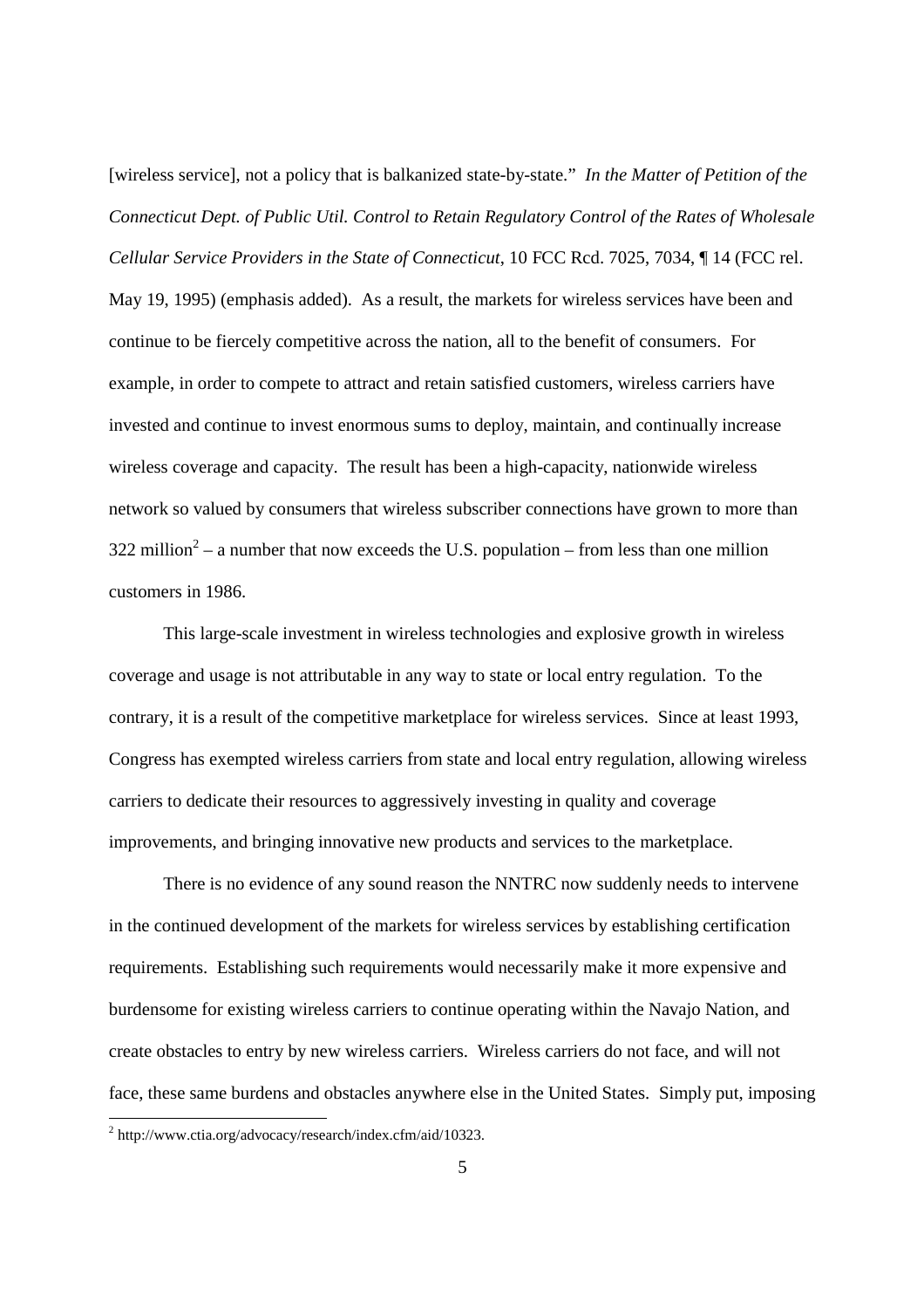[wireless service], not a policy that is balkanized state-by-state." *In the Matter of Petition of the Connecticut Dept. of Public Util. Control to Retain Regulatory Control of the Rates of Wholesale Cellular Service Providers in the State of Connecticut*, 10 FCC Rcd. 7025, 7034, ¶ 14 (FCC rel. May 19, 1995) (emphasis added). As a result, the markets for wireless services have been and continue to be fiercely competitive across the nation, all to the benefit of consumers. For example, in order to compete to attract and retain satisfied customers, wireless carriers have invested and continue to invest enormous sums to deploy, maintain, and continually increase wireless coverage and capacity. The result has been a high-capacity, nationwide wireless network so valued by consumers that wireless subscriber connections have grown to more than 322 million[2] – a number that now exceeds the U.S. population – from less than one million customers in 1986.

This large-scale investment in wireless technologies and explosive growth in wireless coverage and usage is not attributable in any way to state or local entry regulation. To the contrary, it is a result of the competitive marketplace for wireless services. Since at least 1993, Congress has exempted wireless carriers from state and local entry regulation, allowing wireless carriers to dedicate their resources to aggressively investing in quality and coverage improvements, and bringing innovative new products and services to the marketplace.

There is no evidence of any sound reason the NNTRC now suddenly needs to intervene in the continued development of the markets for wireless services by establishing certification requirements. Establishing such requirements would necessarily make it more expensive and burdensome for existing wireless carriers to continue operating within the Navajo Nation, and create obstacles to entry by new wireless carriers. Wireless carriers do not face, and will not face, these same burdens and obstacles anywhere else in the United States. Simply put, imposing

[2] http://www.ctia.org/advocacy/research/index.cfm/aid/10323.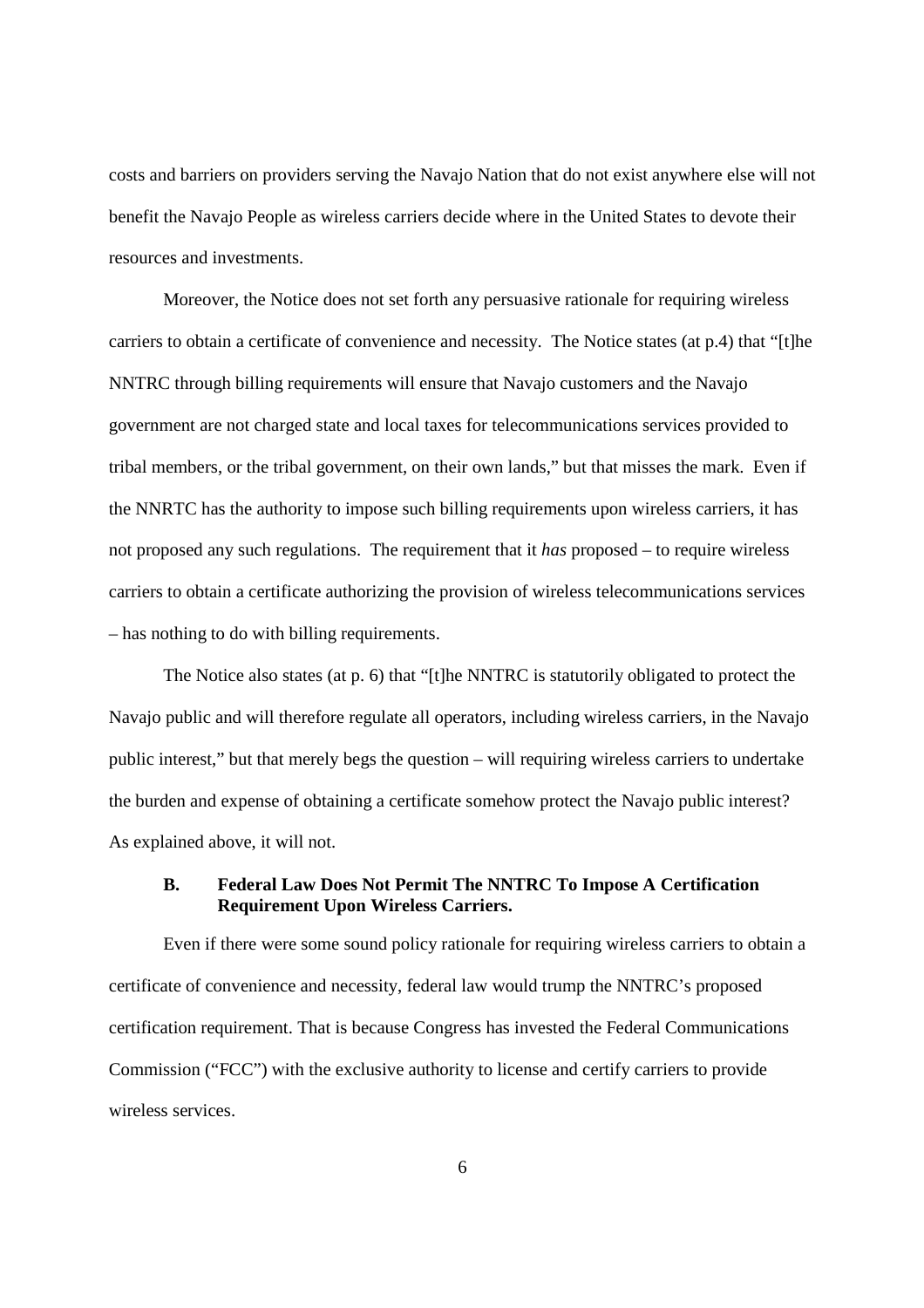costs and barriers on providers serving the Navajo Nation that do not exist anywhere else will not benefit the Navajo People as wireless carriers decide where in the United States to devote their resources and investments.

Moreover, the Notice does not set forth any persuasive rationale for requiring wireless carriers to obtain a certificate of convenience and necessity. The Notice states (at p.4) that "[t]he NNTRC through billing requirements will ensure that Navajo customers and the Navajo government are not charged state and local taxes for telecommunications services provided to tribal members, or the tribal government, on their own lands," but that misses the mark. Even if the NNRTC has the authority to impose such billing requirements upon wireless carriers, it has not proposed any such regulations. The requirement that it *has* proposed – to require wireless carriers to obtain a certificate authorizing the provision of wireless telecommunications services – has nothing to do with billing requirements.

The Notice also states (at p. 6) that "[t]he NNTRC is statutorily obligated to protect the Navajo public and will therefore regulate all operators, including wireless carriers, in the Navajo public interest," but that merely begs the question – will requiring wireless carriers to undertake the burden and expense of obtaining a certificate somehow protect the Navajo public interest? As explained above, it will not.

### B. Federal Law Does Not Permit The NNTRC To Impose A Certification Requirement Upon Wireless Carriers.

Even if there were some sound policy rationale for requiring wireless carriers to obtain a certificate of convenience and necessity, federal law would trump the NNTRC's proposed certification requirement. That is because Congress has invested the Federal Communications Commission ("FCC") with the exclusive authority to license and certify carriers to provide wireless services.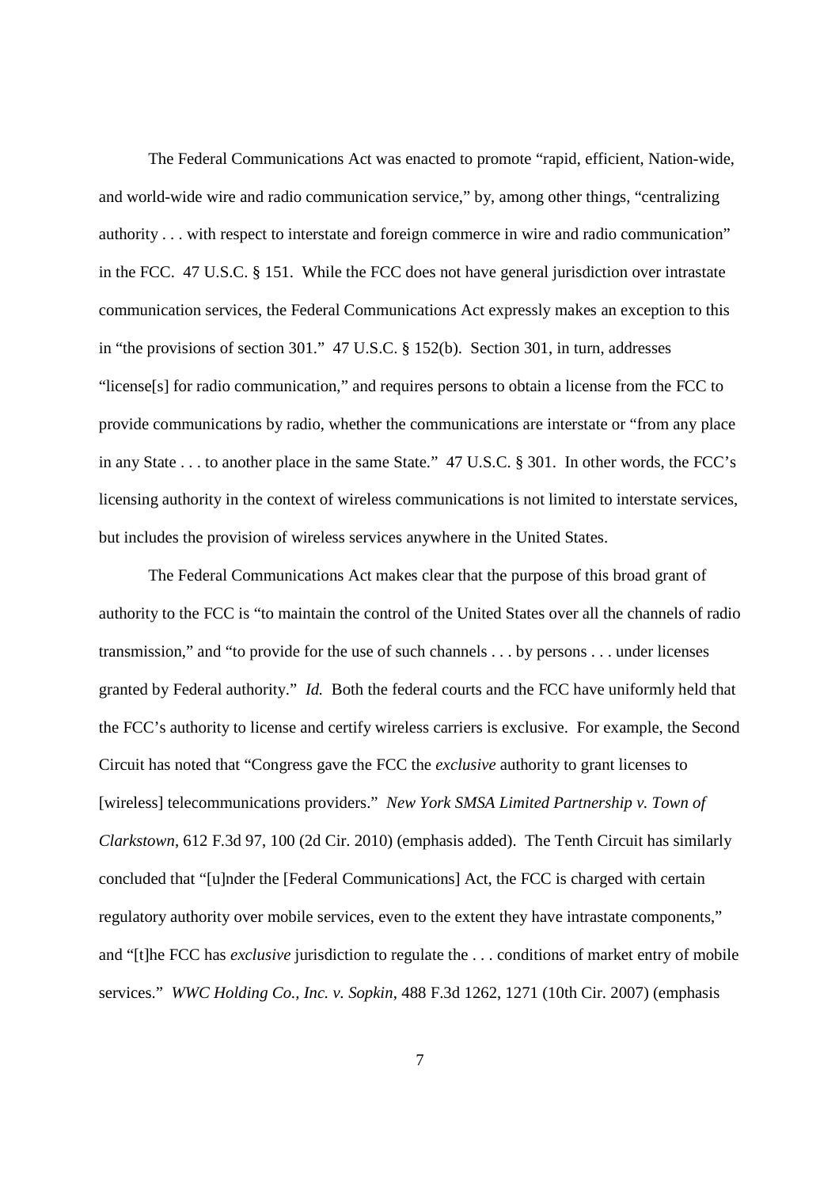The Federal Communications Act was enacted to promote "rapid, efficient, Nation-wide, and world-wide wire and radio communication service," by, among other things, "centralizing authority . . . with respect to interstate and foreign commerce in wire and radio communication" in the FCC. 47 U.S.C. § 151. While the FCC does not have general jurisdiction over intrastate communication services, the Federal Communications Act expressly makes an exception to this in "the provisions of section 301." 47 U.S.C. § 152(b). Section 301, in turn, addresses "license[s] for radio communication," and requires persons to obtain a license from the FCC to provide communications by radio, whether the communications are interstate or "from any place in any State . . . to another place in the same State." 47 U.S.C. § 301. In other words, the FCC's licensing authority in the context of wireless communications is not limited to interstate services, but includes the provision of wireless services anywhere in the United States.

The Federal Communications Act makes clear that the purpose of this broad grant of authority to the FCC is "to maintain the control of the United States over all the channels of radio transmission," and "to provide for the use of such channels . . . by persons . . . under licenses granted by Federal authority." *Id.* Both the federal courts and the FCC have uniformly held that the FCC's authority to license and certify wireless carriers is exclusive. For example, the Second Circuit has noted that "Congress gave the FCC the *exclusive* authority to grant licenses to [wireless] telecommunications providers." *New York SMSA Limited Partnership v. Town of Clarkstown*, 612 F.3d 97, 100 (2d Cir. 2010) (emphasis added). The Tenth Circuit has similarly concluded that "[u]nder the [Federal Communications] Act, the FCC is charged with certain regulatory authority over mobile services, even to the extent they have intrastate components," and "[t]he FCC has *exclusive* jurisdiction to regulate the . . . conditions of market entry of mobile services." *WWC Holding Co., Inc. v. Sopkin*, 488 F.3d 1262, 1271 (10th Cir. 2007) (emphasis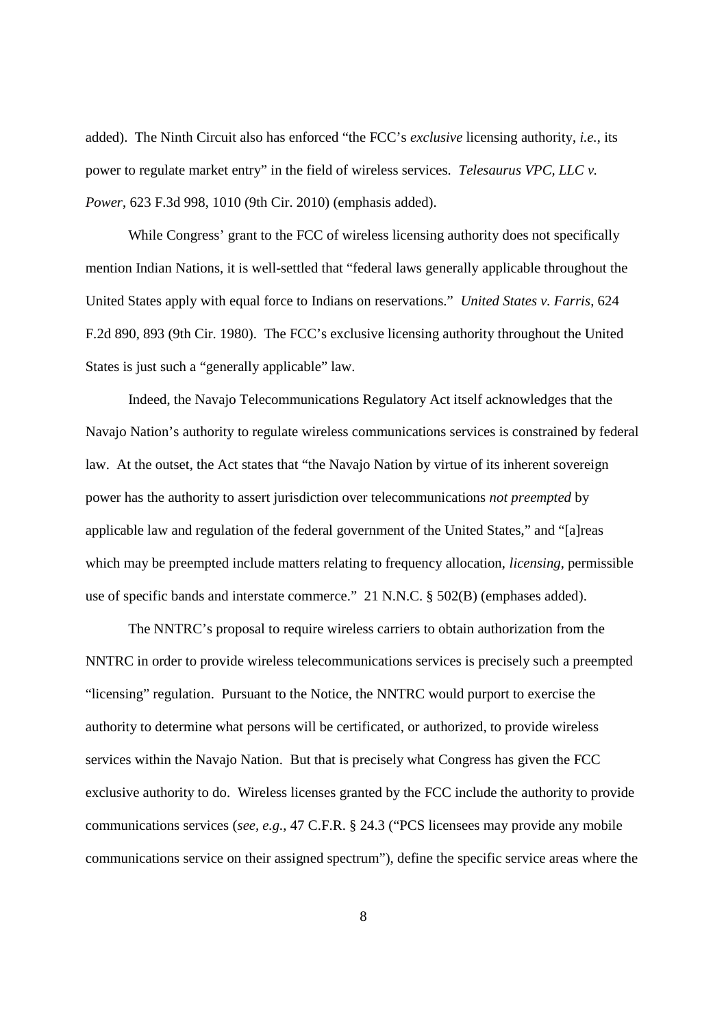added). The Ninth Circuit also has enforced "the FCC's *exclusive* licensing authority, *i.e.*, its power to regulate market entry" in the field of wireless services. *Telesaurus VPC, LLC v. Power*, 623 F.3d 998, 1010 (9th Cir. 2010) (emphasis added).

While Congress' grant to the FCC of wireless licensing authority does not specifically mention Indian Nations, it is well-settled that "federal laws generally applicable throughout the United States apply with equal force to Indians on reservations." *United States v. Farris*, 624 F.2d 890, 893 (9th Cir. 1980). The FCC's exclusive licensing authority throughout the United States is just such a "generally applicable" law.

Indeed, the Navajo Telecommunications Regulatory Act itself acknowledges that the Navajo Nation's authority to regulate wireless communications services is constrained by federal law. At the outset, the Act states that "the Navajo Nation by virtue of its inherent sovereign power has the authority to assert jurisdiction over telecommunications *not preempted* by applicable law and regulation of the federal government of the United States," and "[a]reas which may be preempted include matters relating to frequency allocation, *licensing*, permissible use of specific bands and interstate commerce." 21 N.N.C. § 502(B) (emphases added).

The NNTRC's proposal to require wireless carriers to obtain authorization from the NNTRC in order to provide wireless telecommunications services is precisely such a preempted "licensing" regulation. Pursuant to the Notice, the NNTRC would purport to exercise the authority to determine what persons will be certificated, or authorized, to provide wireless services within the Navajo Nation. But that is precisely what Congress has given the FCC exclusive authority to do. Wireless licenses granted by the FCC include the authority to provide communications services (*see, e.g.*, 47 C.F.R. § 24.3 ("PCS licensees may provide any mobile communications service on their assigned spectrum"), define the specific service areas where the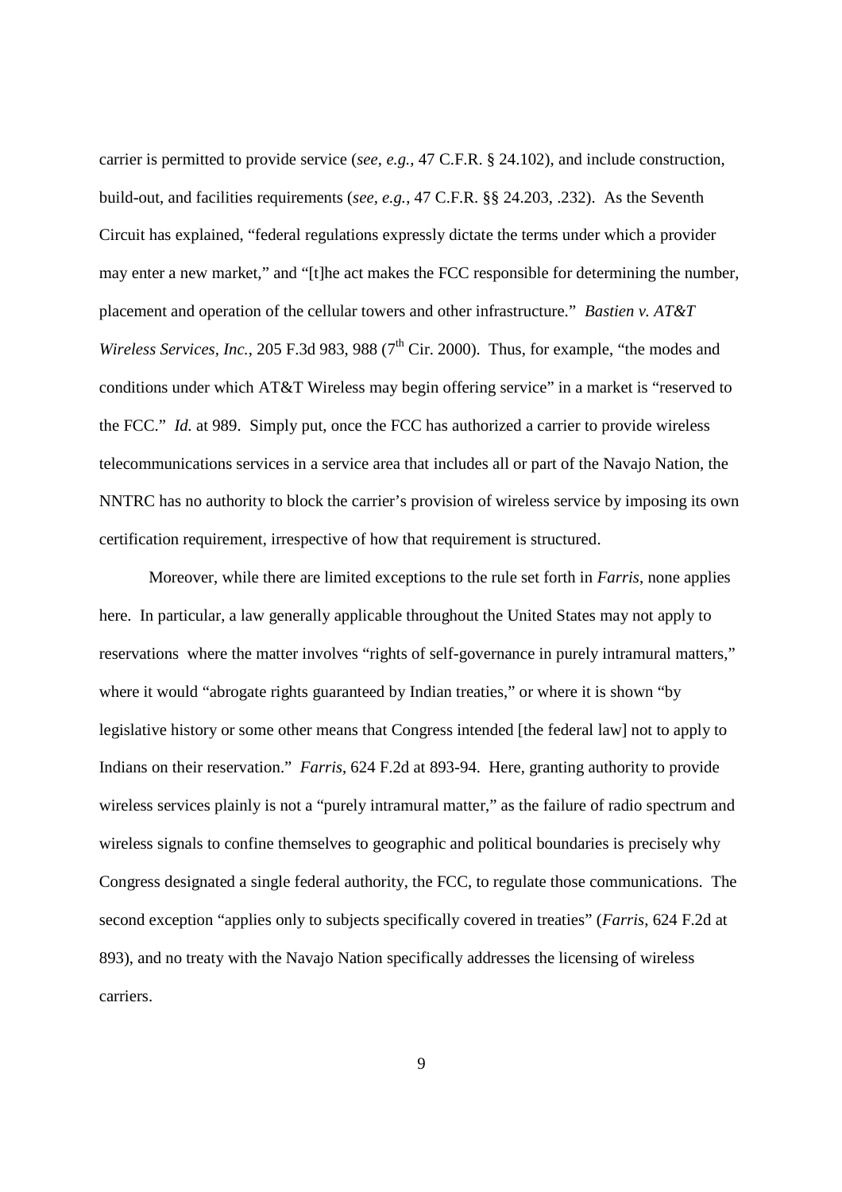carrier is permitted to provide service (*see, e.g.*, 47 C.F.R. § 24.102), and include construction, build-out, and facilities requirements (*see, e.g.*, 47 C.F.R. §§ 24.203, .232). As the Seventh Circuit has explained, "federal regulations expressly dictate the terms under which a provider may enter a new market," and "[t]he act makes the FCC responsible for determining the number, placement and operation of the cellular towers and other infrastructure." *Bastien v. AT&T Wireless Services, Inc.*, 205 F.3d 983, 988 (7th Cir. 2000). Thus, for example, "the modes and conditions under which AT&T Wireless may begin offering service" in a market is "reserved to the FCC." *Id.* at 989. Simply put, once the FCC has authorized a carrier to provide wireless telecommunications services in a service area that includes all or part of the Navajo Nation, the NNTRC has no authority to block the carrier's provision of wireless service by imposing its own certification requirement, irrespective of how that requirement is structured.

Moreover, while there are limited exceptions to the rule set forth in *Farris*, none applies here. In particular, a law generally applicable throughout the United States may not apply to reservations where the matter involves "rights of self-governance in purely intramural matters," where it would "abrogate rights guaranteed by Indian treaties," or where it is shown "by legislative history or some other means that Congress intended [the federal law] not to apply to Indians on their reservation." *Farris*, 624 F.2d at 893-94. Here, granting authority to provide wireless services plainly is not a "purely intramural matter," as the failure of radio spectrum and wireless signals to confine themselves to geographic and political boundaries is precisely why Congress designated a single federal authority, the FCC, to regulate those communications. The second exception "applies only to subjects specifically covered in treaties" (*Farris*, 624 F.2d at 893), and no treaty with the Navajo Nation specifically addresses the licensing of wireless carriers.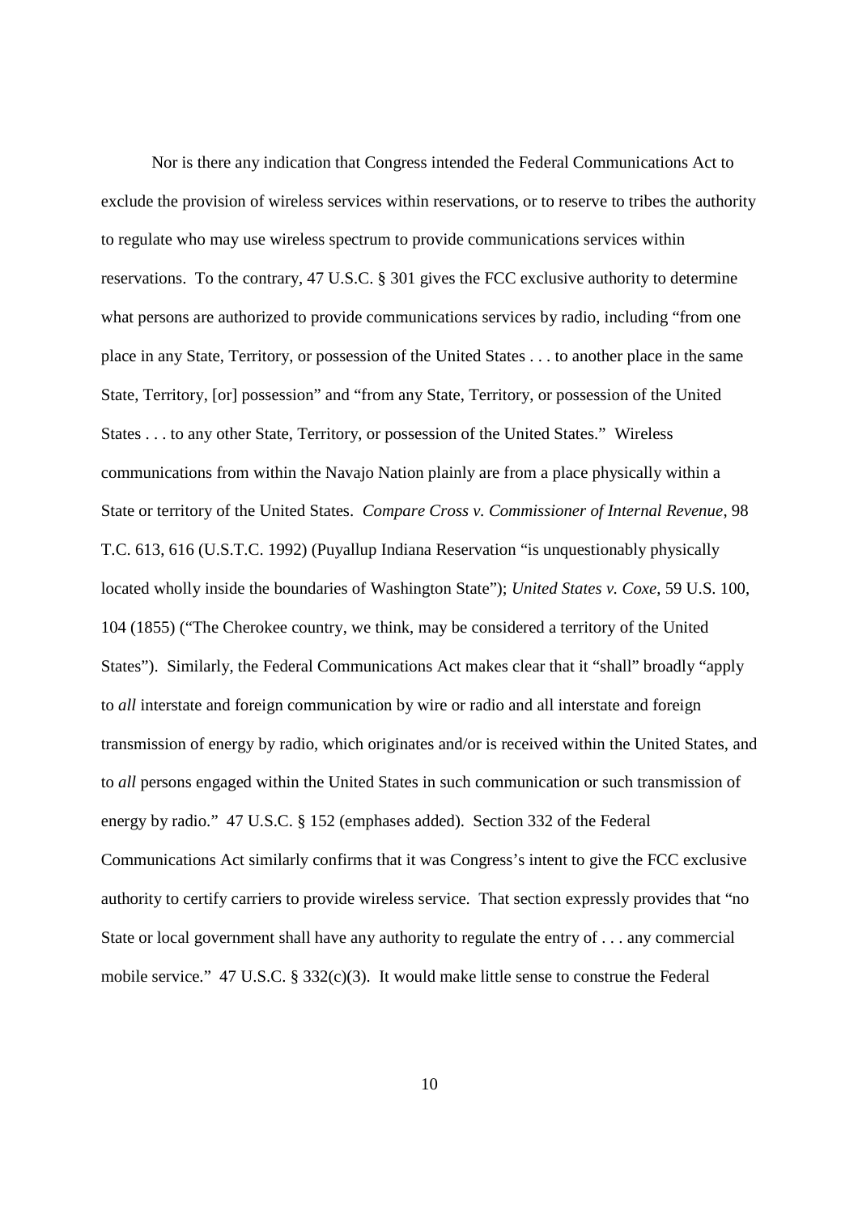Nor is there any indication that Congress intended the Federal Communications Act to exclude the provision of wireless services within reservations, or to reserve to tribes the authority to regulate who may use wireless spectrum to provide communications services within reservations. To the contrary, 47 U.S.C. § 301 gives the FCC exclusive authority to determine what persons are authorized to provide communications services by radio, including "from one place in any State, Territory, or possession of the United States . . . to another place in the same State, Territory, [or] possession" and "from any State, Territory, or possession of the United States . . . to any other State, Territory, or possession of the United States." Wireless communications from within the Navajo Nation plainly are from a place physically within a State or territory of the United States. *Compare Cross v. Commissioner of Internal Revenue*, 98 T.C. 613, 616 (U.S.T.C. 1992) (Puyallup Indiana Reservation "is unquestionably physically located wholly inside the boundaries of Washington State"); *United States v. Coxe*, 59 U.S. 100, 104 (1855) ("The Cherokee country, we think, may be considered a territory of the United States"). Similarly, the Federal Communications Act makes clear that it "shall" broadly "apply to *all* interstate and foreign communication by wire or radio and all interstate and foreign transmission of energy by radio, which originates and/or is received within the United States, and to *all* persons engaged within the United States in such communication or such transmission of energy by radio." 47 U.S.C. § 152 (emphases added). Section 332 of the Federal Communications Act similarly confirms that it was Congress's intent to give the FCC exclusive authority to certify carriers to provide wireless service. That section expressly provides that "no State or local government shall have any authority to regulate the entry of . . . any commercial mobile service." 47 U.S.C. § 332(c)(3). It would make little sense to construe the Federal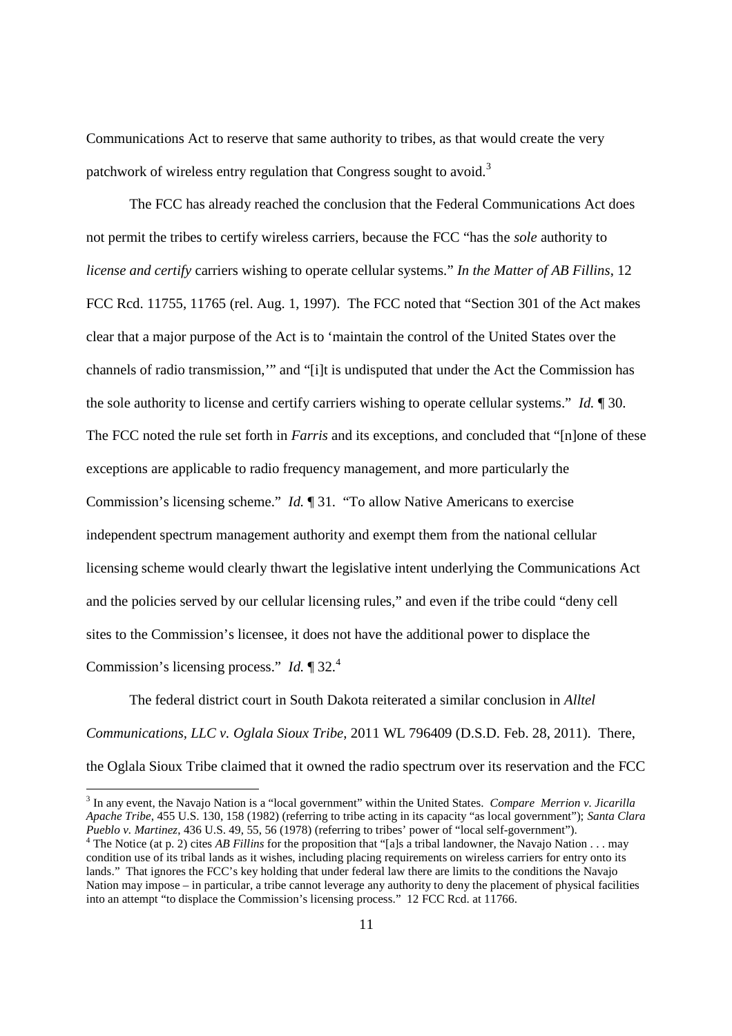Communications Act to reserve that same authority to tribes, as that would create the very patchwork of wireless entry regulation that Congress sought to avoid.[3]

The FCC has already reached the conclusion that the Federal Communications Act does not permit the tribes to certify wireless carriers, because the FCC "has the *sole* authority to *license and certify* carriers wishing to operate cellular systems." *In the Matter of AB Fillins*, 12 FCC Rcd. 11755, 11765 (rel. Aug. 1, 1997). The FCC noted that "Section 301 of the Act makes clear that a major purpose of the Act is to 'maintain the control of the United States over the channels of radio transmission,'" and "[i]t is undisputed that under the Act the Commission has the sole authority to license and certify carriers wishing to operate cellular systems." *Id.* ¶ 30. The FCC noted the rule set forth in *Farris* and its exceptions, and concluded that "[n]one of these exceptions are applicable to radio frequency management, and more particularly the Commission's licensing scheme." *Id.* ¶ 31. "To allow Native Americans to exercise independent spectrum management authority and exempt them from the national cellular licensing scheme would clearly thwart the legislative intent underlying the Communications Act and the policies served by our cellular licensing rules," and even if the tribe could "deny cell sites to the Commission's licensee, it does not have the additional power to displace the Commission's licensing process." *Id.* ¶ 32.[4]

The federal district court in South Dakota reiterated a similar conclusion in *Alltel Communications, LLC v. Oglala Sioux Tribe*, 2011 WL 796409 (D.S.D. Feb. 28, 2011). There, the Oglala Sioux Tribe claimed that it owned the radio spectrum over its reservation and the FCC

---

[3] In any event, the Navajo Nation is a "local government" within the United States. *Compare Merrion v. Jicarilla Apache Tribe*, 455 U.S. 130, 158 (1982) (referring to tribe acting in its capacity "as local government"); *Santa Clara Pueblo v. Martinez*, 436 U.S. 49, 55, 56 (1978) (referring to tribes' power of "local self-government").

[4] The Notice (at p. 2) cites *AB Fillins* for the proposition that "[a]s a tribal landowner, the Navajo Nation . . . may condition use of its tribal lands as it wishes, including placing requirements on wireless carriers for entry onto its lands." That ignores the FCC's key holding that under federal law there are limits to the conditions the Navajo Nation may impose – in particular, a tribe cannot leverage any authority to deny the placement of physical facilities into an attempt "to displace the Commission's licensing process." 12 FCC Rcd. at 11766.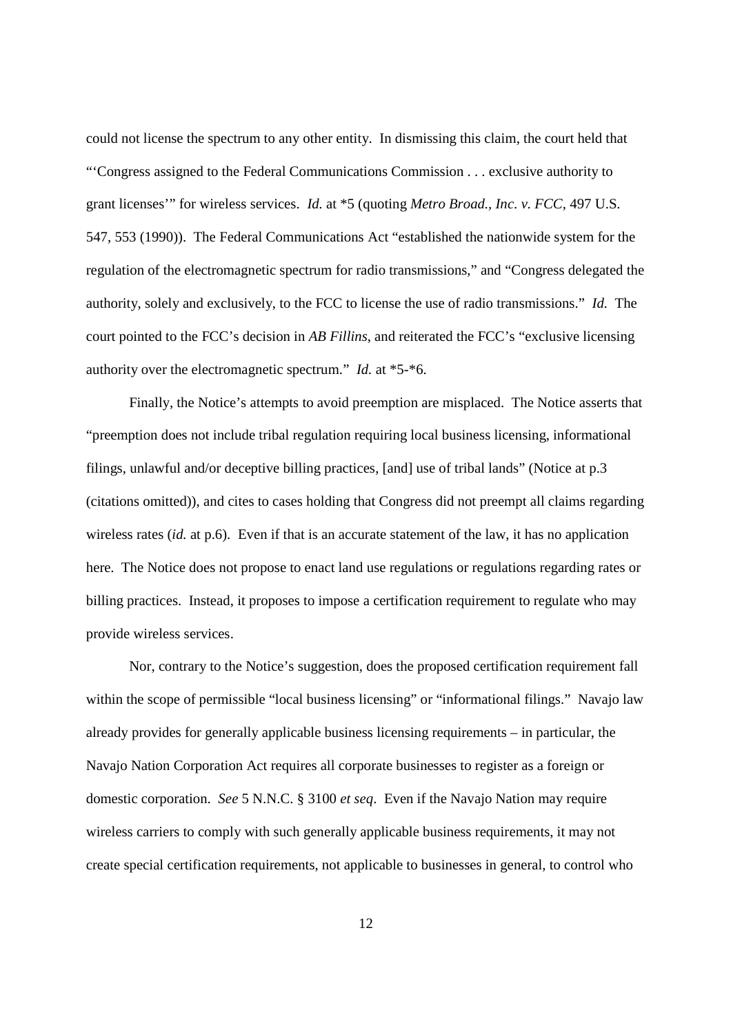could not license the spectrum to any other entity. In dismissing this claim, the court held that "'Congress assigned to the Federal Communications Commission . . . exclusive authority to grant licenses'" for wireless services. *Id.* at *5 (quoting *Metro Broad., Inc. v. FCC*, 497 U.S. 547, 553 (1990)). The Federal Communications Act "established the nationwide system for the regulation of the electromagnetic spectrum for radio transmissions," and "Congress delegated the authority, solely and exclusively, to the FCC to license the use of radio transmissions." *Id.* The court pointed to the FCC's decision in *AB Fillins*, and reiterated the FCC's "exclusive licensing authority over the electromagnetic spectrum." *Id.* at *5-*6.

Finally, the Notice's attempts to avoid preemption are misplaced. The Notice asserts that "preemption does not include tribal regulation requiring local business licensing, informational filings, unlawful and/or deceptive billing practices, [and] use of tribal lands" (Notice at p.3 (citations omitted)), and cites to cases holding that Congress did not preempt all claims regarding wireless rates (*id.* at p.6). Even if that is an accurate statement of the law, it has no application here. The Notice does not propose to enact land use regulations or regulations regarding rates or billing practices. Instead, it proposes to impose a certification requirement to regulate who may provide wireless services.

Nor, contrary to the Notice's suggestion, does the proposed certification requirement fall within the scope of permissible "local business licensing" or "informational filings." Navajo law already provides for generally applicable business licensing requirements – in particular, the Navajo Nation Corporation Act requires all corporate businesses to register as a foreign or domestic corporation. *See* 5 N.N.C. § 3100 *et seq*. Even if the Navajo Nation may require wireless carriers to comply with such generally applicable business requirements, it may not create special certification requirements, not applicable to businesses in general, to control who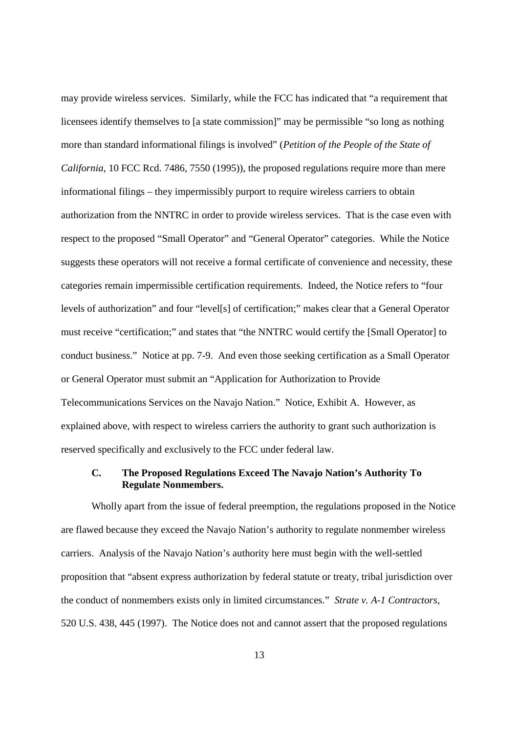may provide wireless services. Similarly, while the FCC has indicated that "a requirement that licensees identify themselves to [a state commission]" may be permissible "so long as nothing more than standard informational filings is involved" (*Petition of the People of the State of California*, 10 FCC Rcd. 7486, 7550 (1995)), the proposed regulations require more than mere informational filings – they impermissibly purport to require wireless carriers to obtain authorization from the NNTRC in order to provide wireless services. That is the case even with respect to the proposed "Small Operator" and "General Operator" categories. While the Notice suggests these operators will not receive a formal certificate of convenience and necessity, these categories remain impermissible certification requirements. Indeed, the Notice refers to "four levels of authorization" and four "level[s] of certification;" makes clear that a General Operator must receive "certification;" and states that "the NNTRC would certify the [Small Operator] to conduct business." Notice at pp. 7-9. And even those seeking certification as a Small Operator or General Operator must submit an "Application for Authorization to Provide Telecommunications Services on the Navajo Nation." Notice, Exhibit A. However, as explained above, with respect to wireless carriers the authority to grant such authorization is reserved specifically and exclusively to the FCC under federal law.

### C. The Proposed Regulations Exceed The Navajo Nation's Authority To Regulate Nonmembers.

Wholly apart from the issue of federal preemption, the regulations proposed in the Notice are flawed because they exceed the Navajo Nation's authority to regulate nonmember wireless carriers. Analysis of the Navajo Nation's authority here must begin with the well-settled proposition that "absent express authorization by federal statute or treaty, tribal jurisdiction over the conduct of nonmembers exists only in limited circumstances." *Strate v. A-1 Contractors*, 520 U.S. 438, 445 (1997). The Notice does not and cannot assert that the proposed regulations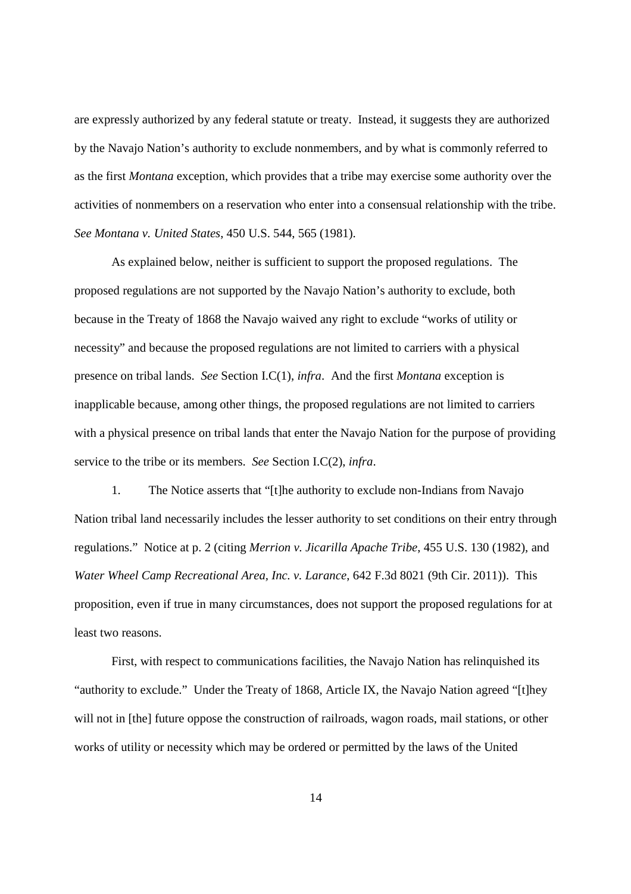are expressly authorized by any federal statute or treaty. Instead, it suggests they are authorized by the Navajo Nation's authority to exclude nonmembers, and by what is commonly referred to as the first *Montana* exception, which provides that a tribe may exercise some authority over the activities of nonmembers on a reservation who enter into a consensual relationship with the tribe. *See Montana v. United States*, 450 U.S. 544, 565 (1981).

As explained below, neither is sufficient to support the proposed regulations. The proposed regulations are not supported by the Navajo Nation's authority to exclude, both because in the Treaty of 1868 the Navajo waived any right to exclude "works of utility or necessity" and because the proposed regulations are not limited to carriers with a physical presence on tribal lands. *See* Section I.C(1), *infra*. And the first *Montana* exception is inapplicable because, among other things, the proposed regulations are not limited to carriers with a physical presence on tribal lands that enter the Navajo Nation for the purpose of providing service to the tribe or its members. *See* Section I.C(2), *infra*.

1. The Notice asserts that "[t]he authority to exclude non-Indians from Navajo Nation tribal land necessarily includes the lesser authority to set conditions on their entry through regulations." Notice at p. 2 (citing *Merrion v. Jicarilla Apache Tribe*, 455 U.S. 130 (1982), and *Water Wheel Camp Recreational Area, Inc. v. Larance*, 642 F.3d 8021 (9th Cir. 2011)). This proposition, even if true in many circumstances, does not support the proposed regulations for at least two reasons.

First, with respect to communications facilities, the Navajo Nation has relinquished its "authority to exclude." Under the Treaty of 1868, Article IX, the Navajo Nation agreed "[t]hey will not in [the] future oppose the construction of railroads, wagon roads, mail stations, or other works of utility or necessity which may be ordered or permitted by the laws of the United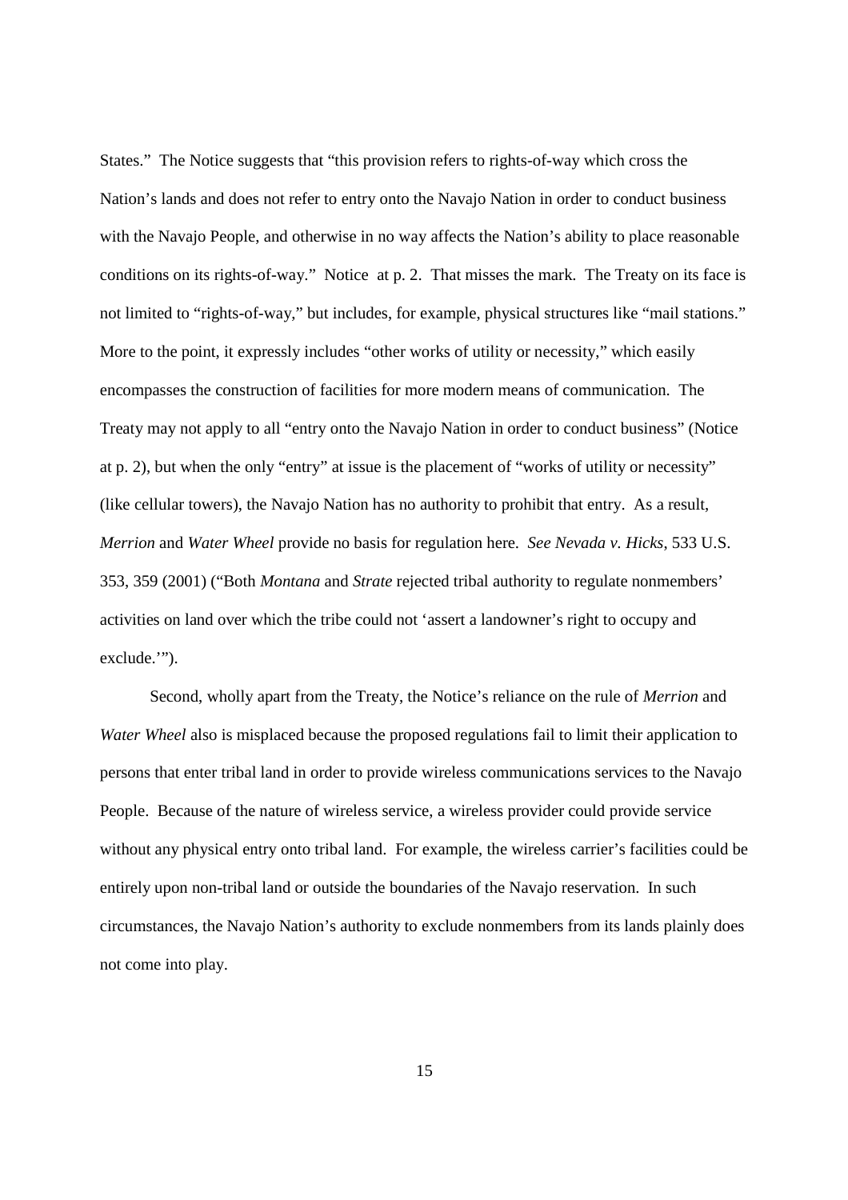States." The Notice suggests that "this provision refers to rights-of-way which cross the Nation's lands and does not refer to entry onto the Navajo Nation in order to conduct business with the Navajo People, and otherwise in no way affects the Nation's ability to place reasonable conditions on its rights-of-way." Notice at p. 2. That misses the mark. The Treaty on its face is not limited to "rights-of-way," but includes, for example, physical structures like "mail stations." More to the point, it expressly includes "other works of utility or necessity," which easily encompasses the construction of facilities for more modern means of communication. The Treaty may not apply to all "entry onto the Navajo Nation in order to conduct business" (Notice at p. 2), but when the only "entry" at issue is the placement of "works of utility or necessity" (like cellular towers), the Navajo Nation has no authority to prohibit that entry. As a result, *Merrion* and *Water Wheel* provide no basis for regulation here. *See Nevada v. Hicks*, 533 U.S. 353, 359 (2001) ("Both *Montana* and *Strate* rejected tribal authority to regulate nonmembers' activities on land over which the tribe could not 'assert a landowner's right to occupy and exclude.'").

Second, wholly apart from the Treaty, the Notice's reliance on the rule of *Merrion* and *Water Wheel* also is misplaced because the proposed regulations fail to limit their application to persons that enter tribal land in order to provide wireless communications services to the Navajo People. Because of the nature of wireless service, a wireless provider could provide service without any physical entry onto tribal land. For example, the wireless carrier's facilities could be entirely upon non-tribal land or outside the boundaries of the Navajo reservation. In such circumstances, the Navajo Nation's authority to exclude nonmembers from its lands plainly does not come into play.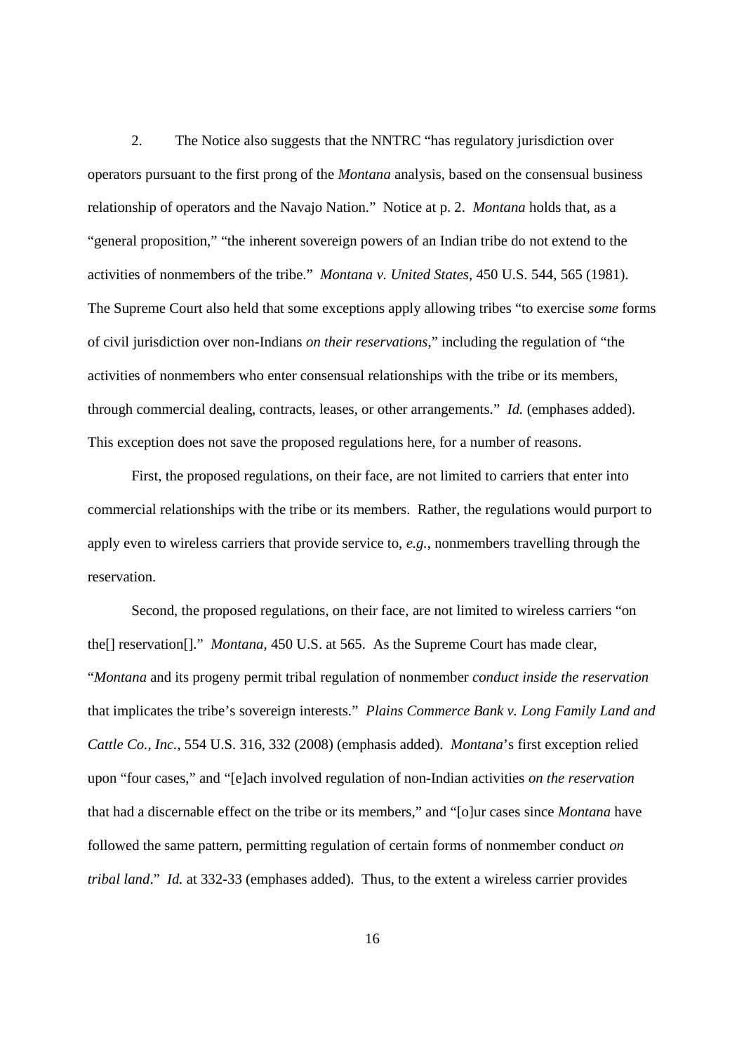2. The Notice also suggests that the NNTRC "has regulatory jurisdiction over operators pursuant to the first prong of the *Montana* analysis, based on the consensual business relationship of operators and the Navajo Nation." Notice at p. 2. *Montana* holds that, as a "general proposition," "the inherent sovereign powers of an Indian tribe do not extend to the activities of nonmembers of the tribe." *Montana v. United States*, 450 U.S. 544, 565 (1981). The Supreme Court also held that some exceptions apply allowing tribes "to exercise *some* forms of civil jurisdiction over non-Indians *on their reservations*," including the regulation of "the activities of nonmembers who enter consensual relationships with the tribe or its members, through commercial dealing, contracts, leases, or other arrangements." *Id.* (emphases added). This exception does not save the proposed regulations here, for a number of reasons.

First, the proposed regulations, on their face, are not limited to carriers that enter into commercial relationships with the tribe or its members. Rather, the regulations would purport to apply even to wireless carriers that provide service to, *e.g.*, nonmembers travelling through the reservation.

Second, the proposed regulations, on their face, are not limited to wireless carriers "on the[] reservation[]." *Montana*, 450 U.S. at 565. As the Supreme Court has made clear, "*Montana* and its progeny permit tribal regulation of nonmember *conduct inside the reservation* that implicates the tribe's sovereign interests." *Plains Commerce Bank v. Long Family Land and Cattle Co., Inc.*, 554 U.S. 316, 332 (2008) (emphasis added). *Montana*'s first exception relied upon "four cases," and "[e]ach involved regulation of non-Indian activities *on the reservation* that had a discernable effect on the tribe or its members," and "[o]ur cases since *Montana* have followed the same pattern, permitting regulation of certain forms of nonmember conduct *on tribal land*." *Id.* at 332-33 (emphases added). Thus, to the extent a wireless carrier provides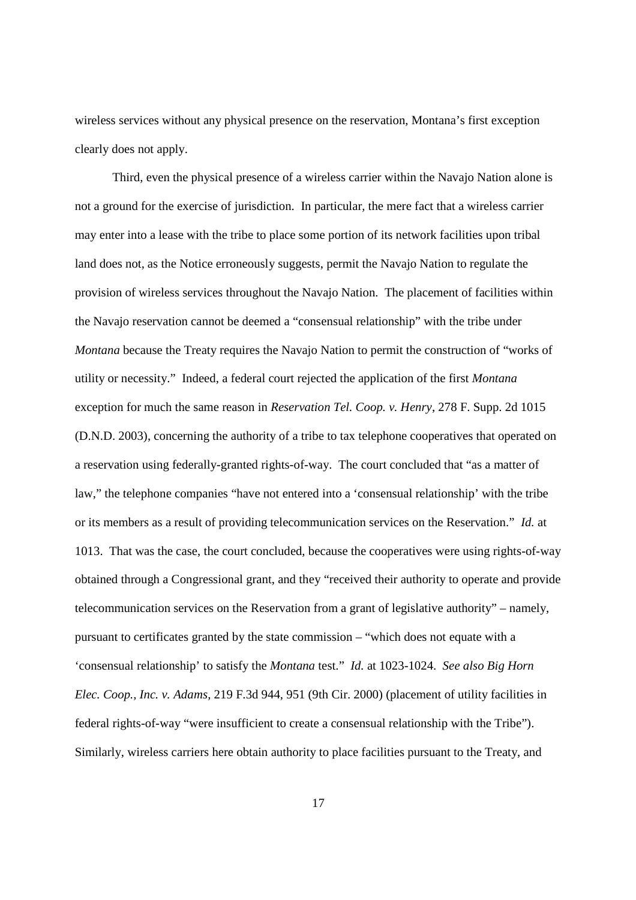wireless services without any physical presence on the reservation, Montana's first exception clearly does not apply.

Third, even the physical presence of a wireless carrier within the Navajo Nation alone is not a ground for the exercise of jurisdiction. In particular, the mere fact that a wireless carrier may enter into a lease with the tribe to place some portion of its network facilities upon tribal land does not, as the Notice erroneously suggests, permit the Navajo Nation to regulate the provision of wireless services throughout the Navajo Nation. The placement of facilities within the Navajo reservation cannot be deemed a "consensual relationship" with the tribe under *Montana* because the Treaty requires the Navajo Nation to permit the construction of "works of utility or necessity." Indeed, a federal court rejected the application of the first *Montana* exception for much the same reason in *Reservation Tel. Coop. v. Henry*, 278 F. Supp. 2d 1015 (D.N.D. 2003), concerning the authority of a tribe to tax telephone cooperatives that operated on a reservation using federally-granted rights-of-way. The court concluded that "as a matter of law," the telephone companies "have not entered into a 'consensual relationship' with the tribe or its members as a result of providing telecommunication services on the Reservation." *Id.* at 1013. That was the case, the court concluded, because the cooperatives were using rights-of-way obtained through a Congressional grant, and they "received their authority to operate and provide telecommunication services on the Reservation from a grant of legislative authority" – namely, pursuant to certificates granted by the state commission – "which does not equate with a 'consensual relationship' to satisfy the *Montana* test." *Id.* at 1023-1024. *See also Big Horn Elec. Coop., Inc. v. Adams*, 219 F.3d 944, 951 (9th Cir. 2000) (placement of utility facilities in federal rights-of-way "were insufficient to create a consensual relationship with the Tribe"). Similarly, wireless carriers here obtain authority to place facilities pursuant to the Treaty, and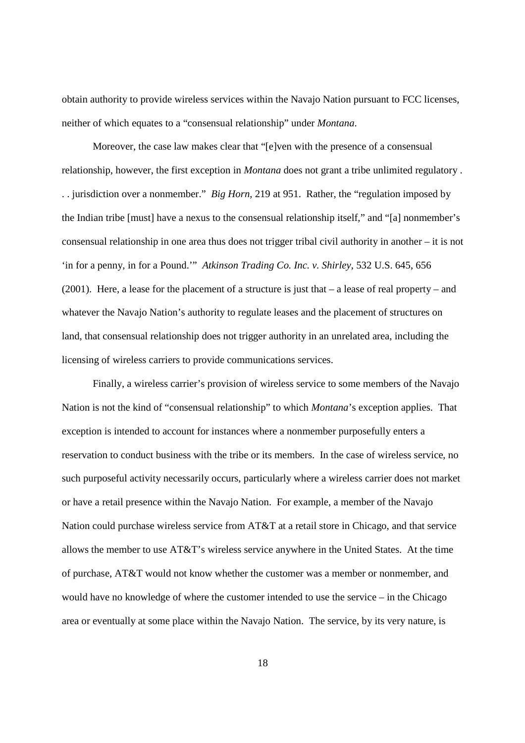obtain authority to provide wireless services within the Navajo Nation pursuant to FCC licenses, neither of which equates to a "consensual relationship" under *Montana*.

Moreover, the case law makes clear that "[e]ven with the presence of a consensual relationship, however, the first exception in *Montana* does not grant a tribe unlimited regulatory . . . jurisdiction over a nonmember." *Big Horn*, 219 at 951. Rather, the "regulation imposed by the Indian tribe [must] have a nexus to the consensual relationship itself," and "[a] nonmember's consensual relationship in one area thus does not trigger tribal civil authority in another – it is not 'in for a penny, in for a Pound.'" *Atkinson Trading Co. Inc. v. Shirley*, 532 U.S. 645, 656 (2001). Here, a lease for the placement of a structure is just that – a lease of real property – and whatever the Navajo Nation's authority to regulate leases and the placement of structures on land, that consensual relationship does not trigger authority in an unrelated area, including the licensing of wireless carriers to provide communications services.

Finally, a wireless carrier's provision of wireless service to some members of the Navajo Nation is not the kind of "consensual relationship" to which *Montana*'s exception applies. That exception is intended to account for instances where a nonmember purposefully enters a reservation to conduct business with the tribe or its members. In the case of wireless service, no such purposeful activity necessarily occurs, particularly where a wireless carrier does not market or have a retail presence within the Navajo Nation. For example, a member of the Navajo Nation could purchase wireless service from AT&T at a retail store in Chicago, and that service allows the member to use AT&T's wireless service anywhere in the United States. At the time of purchase, AT&T would not know whether the customer was a member or nonmember, and would have no knowledge of where the customer intended to use the service – in the Chicago area or eventually at some place within the Navajo Nation. The service, by its very nature, is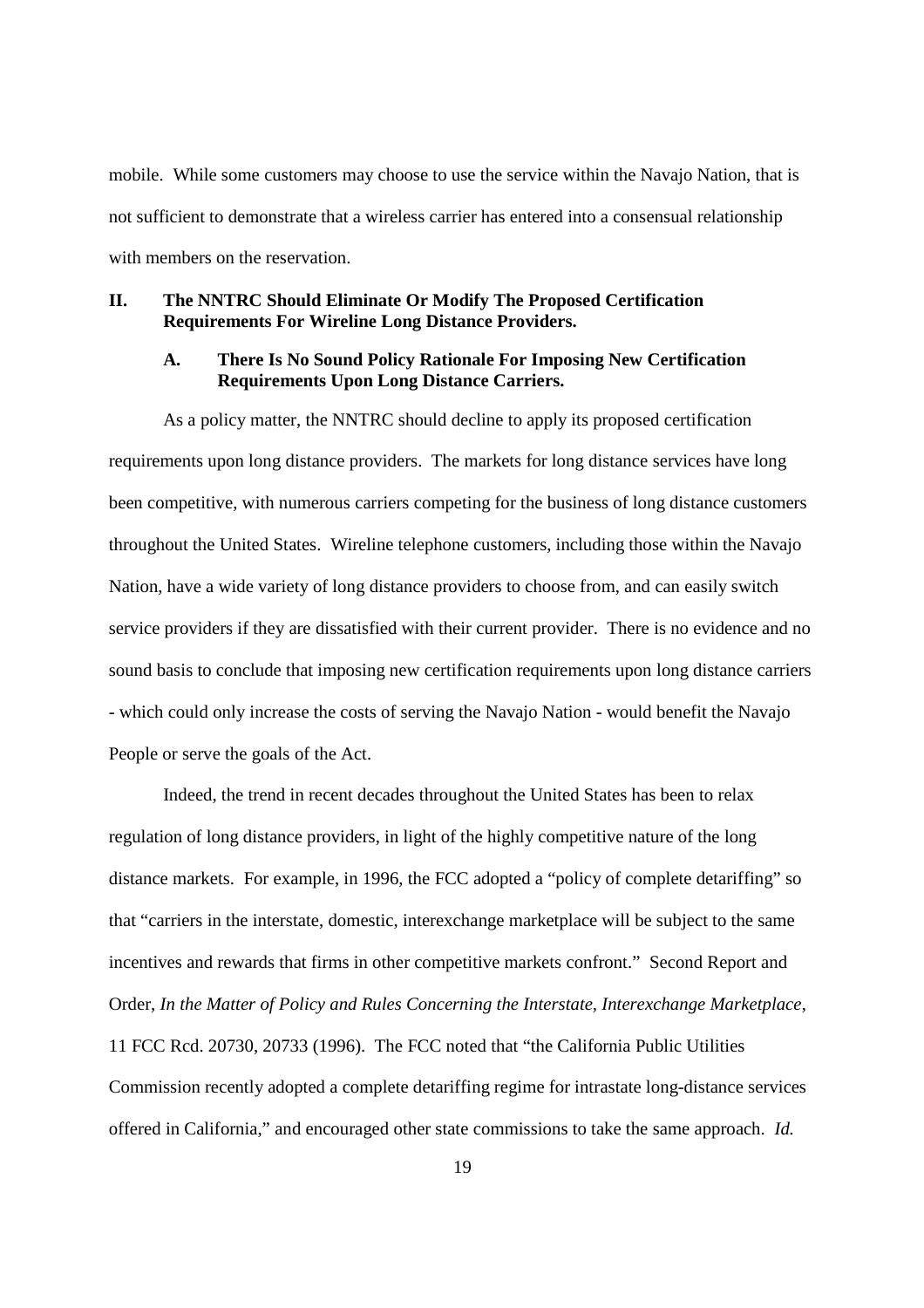mobile. While some customers may choose to use the service within the Navajo Nation, that is not sufficient to demonstrate that a wireless carrier has entered into a consensual relationship with members on the reservation.

## II. The NNTRC Should Eliminate Or Modify The Proposed Certification Requirements For Wireline Long Distance Providers.

### A. There Is No Sound Policy Rationale For Imposing New Certification Requirements Upon Long Distance Carriers.

As a policy matter, the NNTRC should decline to apply its proposed certification requirements upon long distance providers. The markets for long distance services have long been competitive, with numerous carriers competing for the business of long distance customers throughout the United States. Wireline telephone customers, including those within the Navajo Nation, have a wide variety of long distance providers to choose from, and can easily switch service providers if they are dissatisfied with their current provider. There is no evidence and no sound basis to conclude that imposing new certification requirements upon long distance carriers - which could only increase the costs of serving the Navajo Nation - would benefit the Navajo People or serve the goals of the Act.

Indeed, the trend in recent decades throughout the United States has been to relax regulation of long distance providers, in light of the highly competitive nature of the long distance markets. For example, in 1996, the FCC adopted a "policy of complete detariffing" so that "carriers in the interstate, domestic, interexchange marketplace will be subject to the same incentives and rewards that firms in other competitive markets confront." Second Report and Order, *In the Matter of Policy and Rules Concerning the Interstate, Interexchange Marketplace*, 11 FCC Rcd. 20730, 20733 (1996). The FCC noted that "the California Public Utilities Commission recently adopted a complete detariffing regime for intrastate long-distance services offered in California," and encouraged other state commissions to take the same approach. *Id.*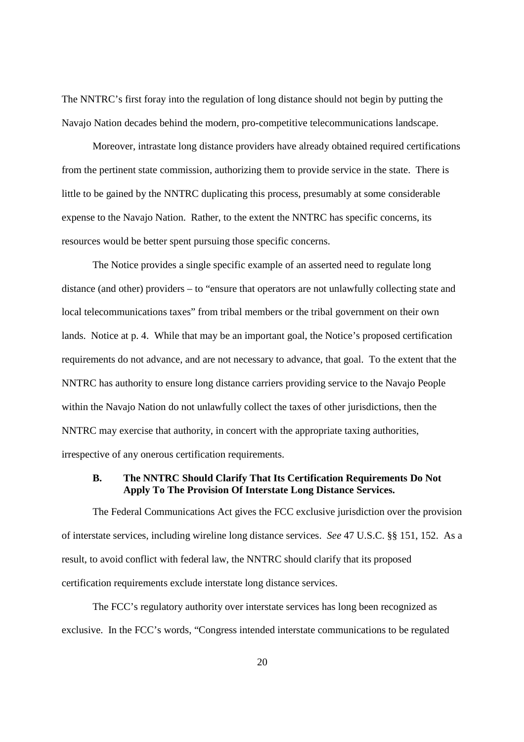The NNTRC's first foray into the regulation of long distance should not begin by putting the Navajo Nation decades behind the modern, pro-competitive telecommunications landscape.

Moreover, intrastate long distance providers have already obtained required certifications from the pertinent state commission, authorizing them to provide service in the state. There is little to be gained by the NNTRC duplicating this process, presumably at some considerable expense to the Navajo Nation. Rather, to the extent the NNTRC has specific concerns, its resources would be better spent pursuing those specific concerns.

The Notice provides a single specific example of an asserted need to regulate long distance (and other) providers – to "ensure that operators are not unlawfully collecting state and local telecommunications taxes" from tribal members or the tribal government on their own lands. Notice at p. 4. While that may be an important goal, the Notice's proposed certification requirements do not advance, and are not necessary to advance, that goal. To the extent that the NNTRC has authority to ensure long distance carriers providing service to the Navajo People within the Navajo Nation do not unlawfully collect the taxes of other jurisdictions, then the NNTRC may exercise that authority, in concert with the appropriate taxing authorities, irrespective of any onerous certification requirements.

### B. The NNTRC Should Clarify That Its Certification Requirements Do Not Apply To The Provision Of Interstate Long Distance Services.

The Federal Communications Act gives the FCC exclusive jurisdiction over the provision of interstate services, including wireline long distance services. *See* 47 U.S.C. §§ 151, 152. As a result, to avoid conflict with federal law, the NNTRC should clarify that its proposed certification requirements exclude interstate long distance services.

The FCC's regulatory authority over interstate services has long been recognized as exclusive. In the FCC's words, "Congress intended interstate communications to be regulated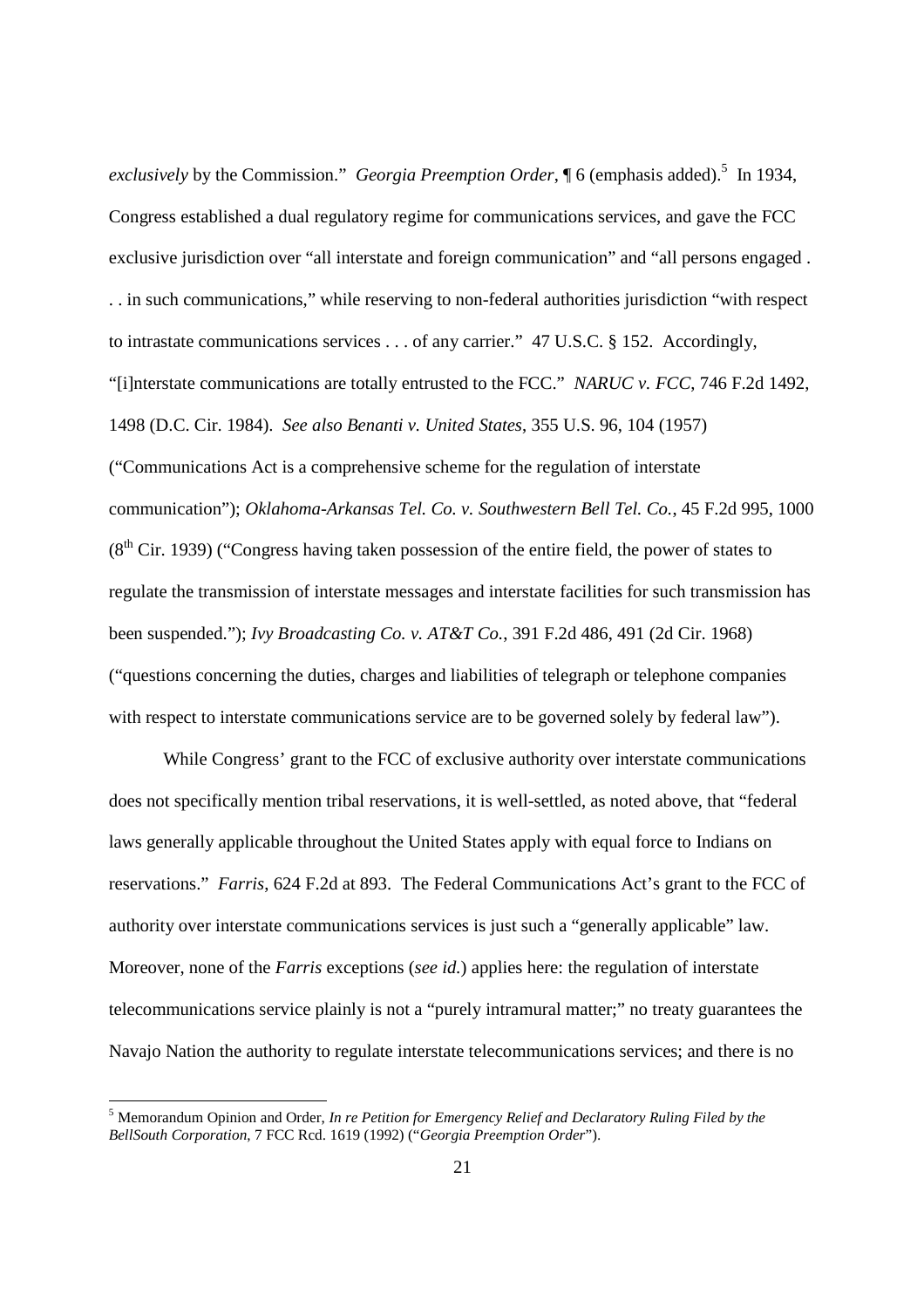*exclusively* by the Commission." *Georgia Preemption Order*, ¶ 6 (emphasis added).[5] In 1934, Congress established a dual regulatory regime for communications services, and gave the FCC exclusive jurisdiction over "all interstate and foreign communication" and "all persons engaged . . . in such communications," while reserving to non-federal authorities jurisdiction "with respect to intrastate communications services . . . of any carrier." 47 U.S.C. § 152. Accordingly, "[i]nterstate communications are totally entrusted to the FCC." *NARUC v. FCC*, 746 F.2d 1492, 1498 (D.C. Cir. 1984). *See also Benanti v. United States*, 355 U.S. 96, 104 (1957) ("Communications Act is a comprehensive scheme for the regulation of interstate communication"); *Oklahoma-Arkansas Tel. Co. v. Southwestern Bell Tel. Co.*, 45 F.2d 995, 1000 (8th Cir. 1939) ("Congress having taken possession of the entire field, the power of states to regulate the transmission of interstate messages and interstate facilities for such transmission has been suspended."); *Ivy Broadcasting Co. v. AT&T Co.*, 391 F.2d 486, 491 (2d Cir. 1968) ("questions concerning the duties, charges and liabilities of telegraph or telephone companies with respect to interstate communications service are to be governed solely by federal law").

While Congress' grant to the FCC of exclusive authority over interstate communications does not specifically mention tribal reservations, it is well-settled, as noted above, that "federal laws generally applicable throughout the United States apply with equal force to Indians on reservations." *Farris*, 624 F.2d at 893. The Federal Communications Act's grant to the FCC of authority over interstate communications services is just such a "generally applicable" law. Moreover, none of the *Farris* exceptions (*see id.*) applies here: the regulation of interstate telecommunications service plainly is not a "purely intramural matter;" no treaty guarantees the Navajo Nation the authority to regulate interstate telecommunications services; and there is no

[5] Memorandum Opinion and Order, *In re Petition for Emergency Relief and Declaratory Ruling Filed by the BellSouth Corporation*, 7 FCC Rcd. 1619 (1992) ("*Georgia Preemption Order*").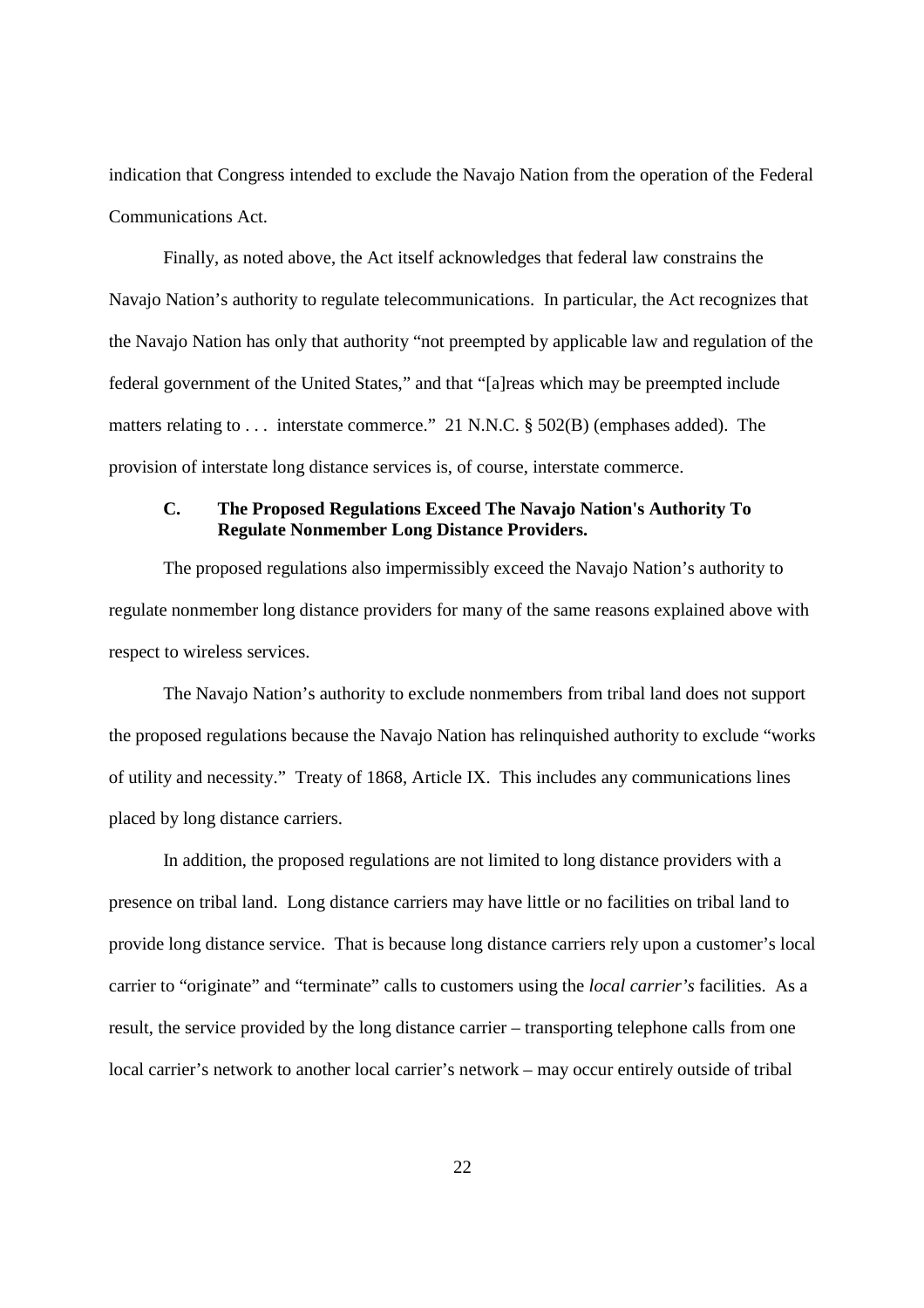indication that Congress intended to exclude the Navajo Nation from the operation of the Federal Communications Act.

Finally, as noted above, the Act itself acknowledges that federal law constrains the Navajo Nation's authority to regulate telecommunications. In particular, the Act recognizes that the Navajo Nation has only that authority "not preempted by applicable law and regulation of the federal government of the United States," and that "[a]reas which may be preempted include matters relating to . . . interstate commerce." 21 N.N.C. § 502(B) (emphases added). The provision of interstate long distance services is, of course, interstate commerce.

### C. The Proposed Regulations Exceed The Navajo Nation's Authority To Regulate Nonmember Long Distance Providers.

The proposed regulations also impermissibly exceed the Navajo Nation's authority to regulate nonmember long distance providers for many of the same reasons explained above with respect to wireless services.

The Navajo Nation's authority to exclude nonmembers from tribal land does not support the proposed regulations because the Navajo Nation has relinquished authority to exclude "works of utility and necessity." Treaty of 1868, Article IX. This includes any communications lines placed by long distance carriers.

In addition, the proposed regulations are not limited to long distance providers with a presence on tribal land. Long distance carriers may have little or no facilities on tribal land to provide long distance service. That is because long distance carriers rely upon a customer's local carrier to "originate" and "terminate" calls to customers using the *local carrier's* facilities. As a result, the service provided by the long distance carrier – transporting telephone calls from one local carrier's network to another local carrier's network – may occur entirely outside of tribal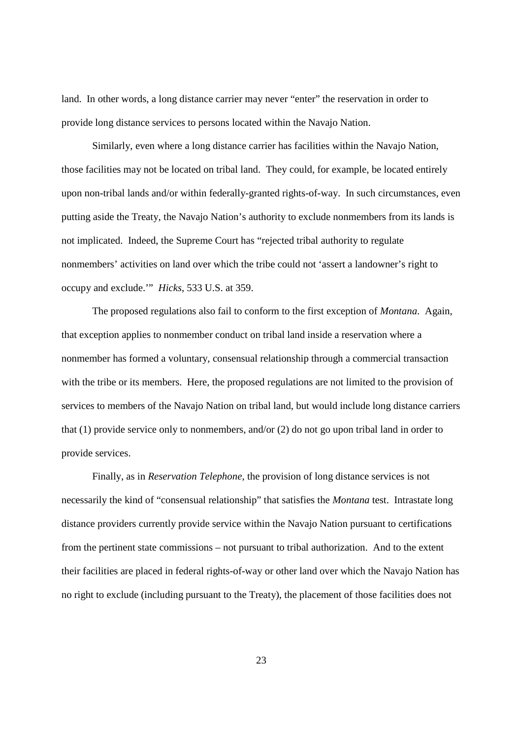land. In other words, a long distance carrier may never "enter" the reservation in order to provide long distance services to persons located within the Navajo Nation.

Similarly, even where a long distance carrier has facilities within the Navajo Nation, those facilities may not be located on tribal land. They could, for example, be located entirely upon non-tribal lands and/or within federally-granted rights-of-way. In such circumstances, even putting aside the Treaty, the Navajo Nation's authority to exclude nonmembers from its lands is not implicated. Indeed, the Supreme Court has "rejected tribal authority to regulate nonmembers' activities on land over which the tribe could not 'assert a landowner's right to occupy and exclude.'" *Hicks*, 533 U.S. at 359.

The proposed regulations also fail to conform to the first exception of *Montana*. Again, that exception applies to nonmember conduct on tribal land inside a reservation where a nonmember has formed a voluntary, consensual relationship through a commercial transaction with the tribe or its members. Here, the proposed regulations are not limited to the provision of services to members of the Navajo Nation on tribal land, but would include long distance carriers that (1) provide service only to nonmembers, and/or (2) do not go upon tribal land in order to provide services.

Finally, as in *Reservation Telephone*, the provision of long distance services is not necessarily the kind of "consensual relationship" that satisfies the *Montana* test. Intrastate long distance providers currently provide service within the Navajo Nation pursuant to certifications from the pertinent state commissions – not pursuant to tribal authorization. And to the extent their facilities are placed in federal rights-of-way or other land over which the Navajo Nation has no right to exclude (including pursuant to the Treaty), the placement of those facilities does not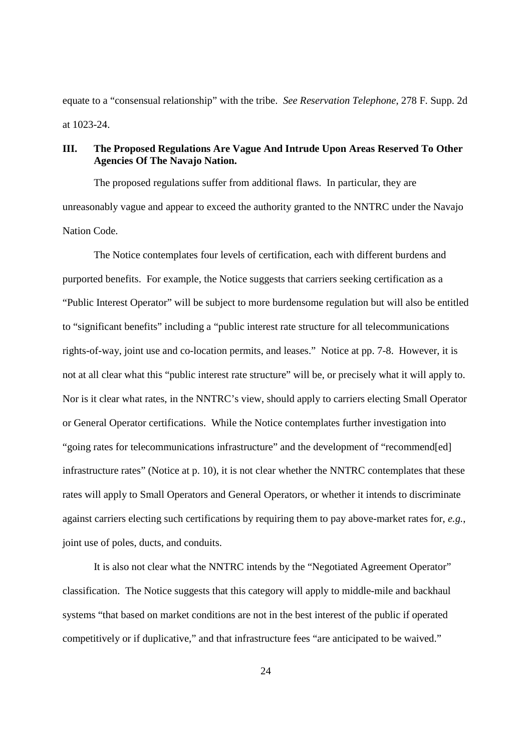equate to a "consensual relationship" with the tribe. *See Reservation Telephone*, 278 F. Supp. 2d at 1023-24.

### III. The Proposed Regulations Are Vague And Intrude Upon Areas Reserved To Other Agencies Of The Navajo Nation.

The proposed regulations suffer from additional flaws. In particular, they are unreasonably vague and appear to exceed the authority granted to the NNTRC under the Navajo Nation Code.

The Notice contemplates four levels of certification, each with different burdens and purported benefits. For example, the Notice suggests that carriers seeking certification as a "Public Interest Operator" will be subject to more burdensome regulation but will also be entitled to "significant benefits" including a "public interest rate structure for all telecommunications rights-of-way, joint use and co-location permits, and leases." Notice at pp. 7-8. However, it is not at all clear what this "public interest rate structure" will be, or precisely what it will apply to. Nor is it clear what rates, in the NNTRC's view, should apply to carriers electing Small Operator or General Operator certifications. While the Notice contemplates further investigation into "going rates for telecommunications infrastructure" and the development of "recommend[ed] infrastructure rates" (Notice at p. 10), it is not clear whether the NNTRC contemplates that these rates will apply to Small Operators and General Operators, or whether it intends to discriminate against carriers electing such certifications by requiring them to pay above-market rates for, *e.g.*, joint use of poles, ducts, and conduits.

It is also not clear what the NNTRC intends by the "Negotiated Agreement Operator" classification. The Notice suggests that this category will apply to middle-mile and backhaul systems "that based on market conditions are not in the best interest of the public if operated competitively or if duplicative," and that infrastructure fees "are anticipated to be waived."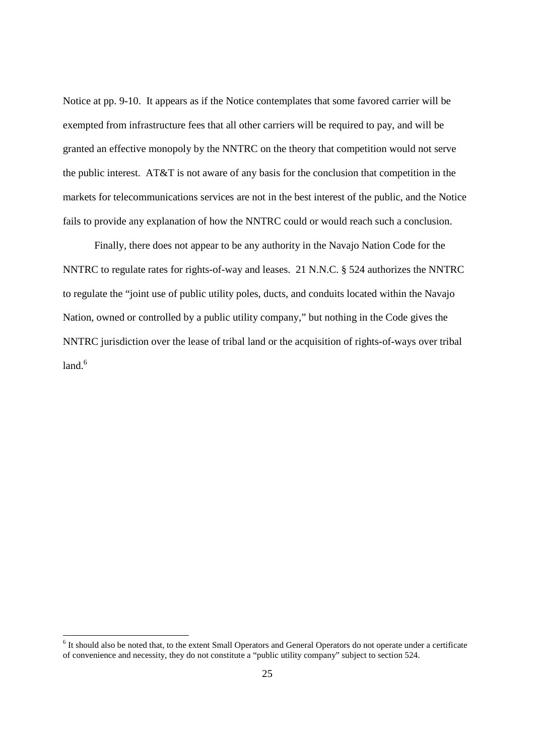Notice at pp. 9-10. It appears as if the Notice contemplates that some favored carrier will be exempted from infrastructure fees that all other carriers will be required to pay, and will be granted an effective monopoly by the NNTRC on the theory that competition would not serve the public interest. AT&T is not aware of any basis for the conclusion that competition in the markets for telecommunications services are not in the best interest of the public, and the Notice fails to provide any explanation of how the NNTRC could or would reach such a conclusion.

Finally, there does not appear to be any authority in the Navajo Nation Code for the NNTRC to regulate rates for rights-of-way and leases. 21 N.N.C. § 524 authorizes the NNTRC to regulate the "joint use of public utility poles, ducts, and conduits located within the Navajo Nation, owned or controlled by a public utility company," but nothing in the Code gives the NNTRC jurisdiction over the lease of tribal land or the acquisition of rights-of-ways over tribal land.[6]

---

[6] It should also be noted that, to the extent Small Operators and General Operators do not operate under a certificate of convenience and necessity, they do not constitute a "public utility company" subject to section 524.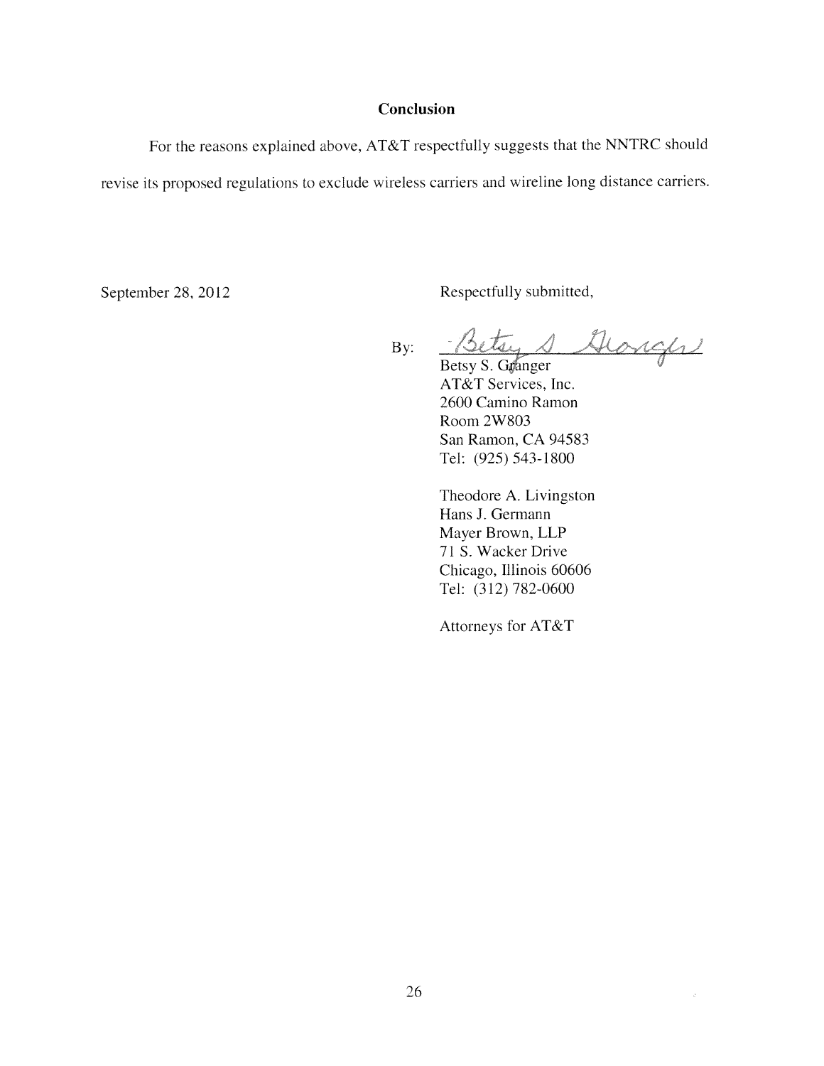## Conclusion

For the reasons explained above, AT&T respectfully suggests that the NNTRC should revise its proposed regulations to exclude wireless carriers and wireline long distance carriers.

September 28, 2012

Respectfully submitted,

By: Betsy S. Granger

Betsy S. Granger
AT&T Services, Inc.
2600 Camino Ramon
Room 2W803
San Ramon, CA 94583
Tel: (925) 543-1800

Theodore A. Livingston
Hans J. Germann
Mayer Brown, LLP
71 S. Wacker Drive
Chicago, Illinois 60606
Tel: (312) 782-0600

Attorneys for AT&T